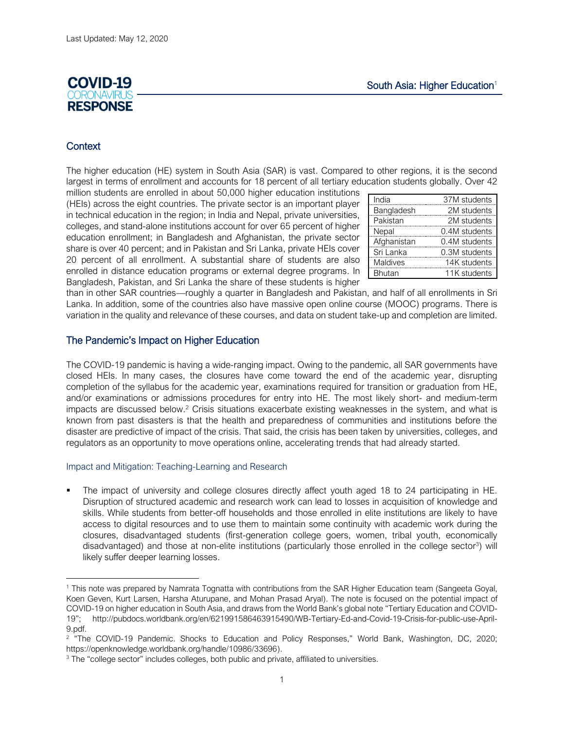Last Updated: May 12, 2020

# COVID-19 CORONAVIRUS RESPONSE

## South Asia: Higher Education[1]

## Context

The higher education (HE) system in South Asia (SAR) is vast. Compared to other regions, it is the second largest in terms of enrollment and accounts for 18 percent of all tertiary education students globally. Over 42 million students are enrolled in about 50,000 higher education institutions (HEIs) across the eight countries. The private sector is an important player in technical education in the region; in India and Nepal, private universities, colleges, and stand-alone institutions account for over 65 percent of higher education enrollment; in Bangladesh and Afghanistan, the private sector share is over 40 percent; and in Pakistan and Sri Lanka, private HEIs cover 20 percent of all enrollment. A substantial share of students are also enrolled in distance education programs or external degree programs. In Bangladesh, Pakistan, and Sri Lanka the share of these students is higher than in other SAR countries—roughly a quarter in Bangladesh and Pakistan, and half of all enrollments in Sri Lanka. In addition, some of the countries also have massive open online course (MOOC) programs. There is variation in the quality and relevance of these courses, and data on student take-up and completion are limited.

| Country | Students |
|---|---|
| India | 37M students |
| Bangladesh | 2M students |
| Pakistan | 2M students |
| Nepal | 0.4M students |
| Afghanistan | 0.4M students |
| Sri Lanka | 0.3M students |
| Maldives | 14K students |
| Bhutan | 11K students |

## The Pandemic's Impact on Higher Education

The COVID-19 pandemic is having a wide-ranging impact. Owing to the pandemic, all SAR governments have closed HEIs. In many cases, the closures have come toward the end of the academic year, disrupting completion of the syllabus for the academic year, examinations required for transition or graduation from HE, and/or examinations or admissions procedures for entry into HE. The most likely short- and medium-term impacts are discussed below.[2] Crisis situations exacerbate existing weaknesses in the system, and what is known from past disasters is that the health and preparedness of communities and institutions before the disaster are predictive of impact of the crisis. That said, the crisis has been taken by universities, colleges, and regulators as an opportunity to move operations online, accelerating trends that had already started.

### Impact and Mitigation: Teaching-Learning and Research

- The impact of university and college closures directly affect youth aged 18 to 24 participating in HE. Disruption of structured academic and research work can lead to losses in acquisition of knowledge and skills. While students from better-off households and those enrolled in elite institutions are likely to have access to digital resources and to use them to maintain some continuity with academic work during the closures, disadvantaged students (first-generation college goers, women, tribal youth, economically disadvantaged) and those at non-elite institutions (particularly those enrolled in the college sector[3]) will likely suffer deeper learning losses.

---

[1] This note was prepared by Namrata Tognatta with contributions from the SAR Higher Education team (Sangeeta Goyal, Koen Geven, Kurt Larsen, Harsha Aturupane, and Mohan Prasad Aryal). The note is focused on the potential impact of COVID-19 on higher education in South Asia, and draws from the World Bank's global note "Tertiary Education and COVID-19"; http://pubdocs.worldbank.org/en/621991586463915490/WB-Tertiary-Ed-and-Covid-19-Crisis-for-public-use-April-9.pdf.

[2] "The COVID-19 Pandemic. Shocks to Education and Policy Responses," World Bank, Washington, DC, 2020; https://openknowledge.worldbank.org/handle/10986/33696).

[3] The "college sector" includes colleges, both public and private, affiliated to universities.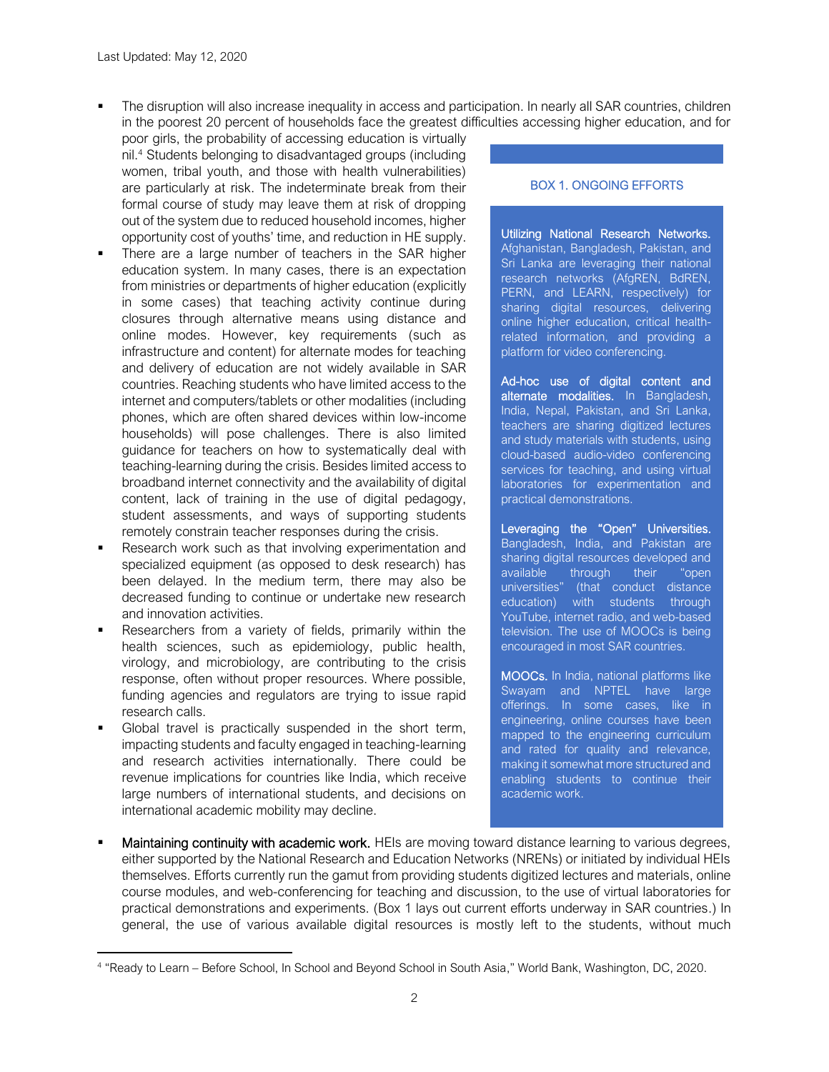- The disruption will also increase inequality in access and participation. In nearly all SAR countries, children in the poorest 20 percent of households face the greatest difficulties accessing higher education, and for poor girls, the probability of accessing education is virtually nil.[4] Students belonging to disadvantaged groups (including women, tribal youth, and those with health vulnerabilities) are particularly at risk. The indeterminate break from their formal course of study may leave them at risk of dropping out of the system due to reduced household incomes, higher opportunity cost of youths' time, and reduction in HE supply.
- There are a large number of teachers in the SAR higher education system. In many cases, there is an expectation from ministries or departments of higher education (explicitly in some cases) that teaching activity continue during closures through alternative means using distance and online modes. However, key requirements (such as infrastructure and content) for alternate modes for teaching and delivery of education are not widely available in SAR countries. Reaching students who have limited access to the internet and computers/tablets or other modalities (including phones, which are often shared devices within low-income households) will pose challenges. There is also limited guidance for teachers on how to systematically deal with teaching-learning during the crisis. Besides limited access to broadband internet connectivity and the availability of digital content, lack of training in the use of digital pedagogy, student assessments, and ways of supporting students remotely constrain teacher responses during the crisis.
- Research work such as that involving experimentation and specialized equipment (as opposed to desk research) has been delayed. In the medium term, there may also be decreased funding to continue or undertake new research and innovation activities.
- Researchers from a variety of fields, primarily within the health sciences, such as epidemiology, public health, virology, and microbiology, are contributing to the crisis response, often without proper resources. Where possible, funding agencies and regulators are trying to issue rapid research calls.
- Global travel is practically suspended in the short term, impacting students and faculty engaged in teaching-learning and research activities internationally. There could be revenue implications for countries like India, which receive large numbers of international students, and decisions on international academic mobility may decline.

> **BOX 1. ONGOING EFFORTS**
>
> **Utilizing National Research Networks.** Afghanistan, Bangladesh, Pakistan, and Sri Lanka are leveraging their national research networks (AfgREN, BdREN, PERN, and LEARN, respectively) for sharing digital resources, delivering online higher education, critical health-related information, and providing a platform for video conferencing.
>
> **Ad-hoc use of digital content and alternate modalities.** In Bangladesh, India, Nepal, Pakistan, and Sri Lanka, teachers are sharing digitized lectures and study materials with students, using cloud-based audio-video conferencing services for teaching, and using virtual laboratories for experimentation and practical demonstrations.
>
> **Leveraging the "Open" Universities.** Bangladesh, India, and Pakistan are sharing digital resources developed and available through their "open universities" (that conduct distance education) with students through YouTube, internet radio, and web-based television. The use of MOOCs is being encouraged in most SAR countries.
>
> **MOOCs.** In India, national platforms like Swayam and NPTEL have large offerings. In some cases, like in engineering, online courses have been mapped to the engineering curriculum and rated for quality and relevance, making it somewhat more structured and enabling students to continue their academic work.

- **Maintaining continuity with academic work.** HEIs are moving toward distance learning to various degrees, either supported by the National Research and Education Networks (NRENs) or initiated by individual HEIs themselves. Efforts currently run the gamut from providing students digitized lectures and materials, online course modules, and web-conferencing for teaching and discussion, to the use of virtual laboratories for practical demonstrations and experiments. (Box 1 lays out current efforts underway in SAR countries.) In general, the use of various available digital resources is mostly left to the students, without much

[4] "Ready to Learn – Before School, In School and Beyond School in South Asia," World Bank, Washington, DC, 2020.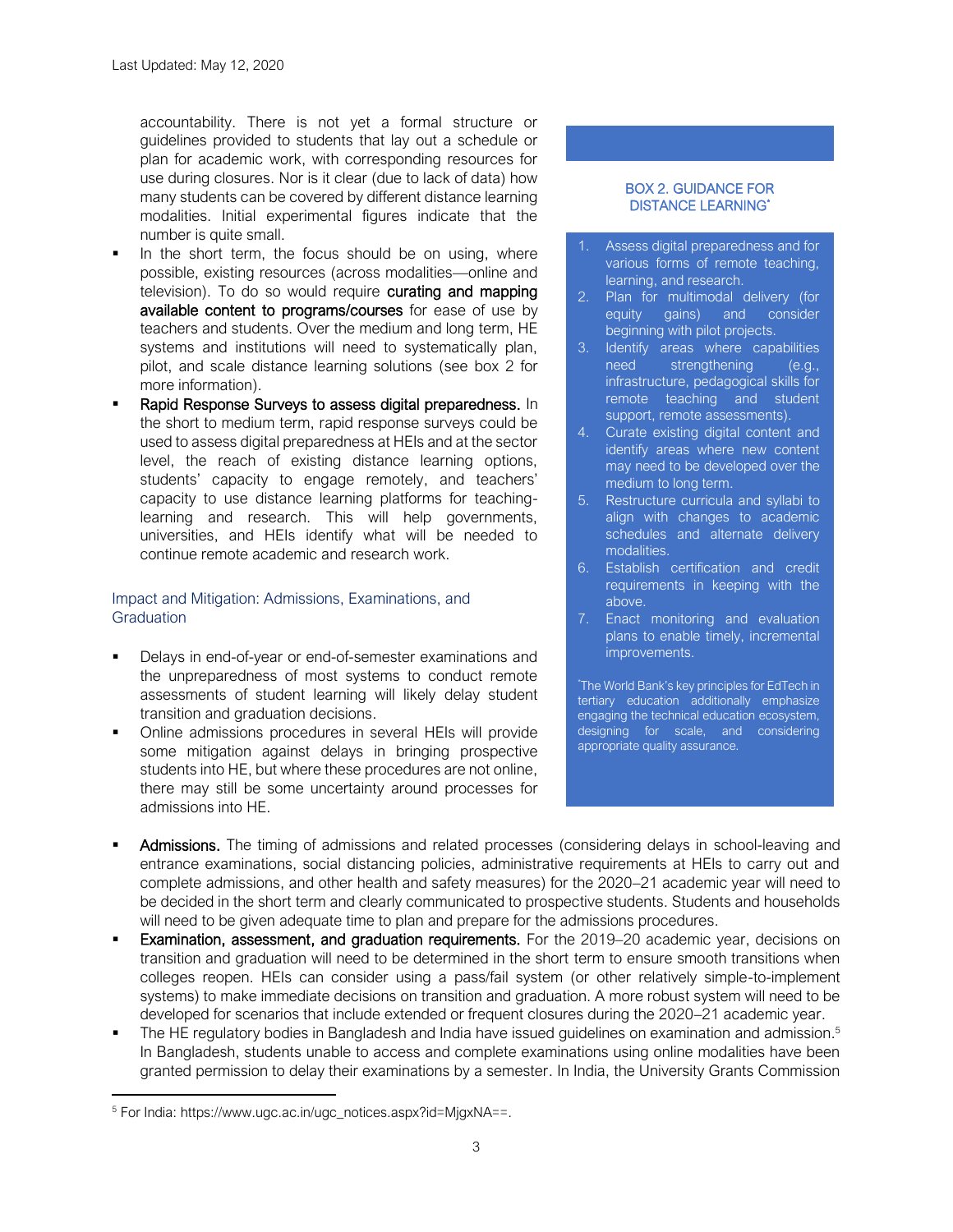accountability. There is not yet a formal structure or guidelines provided to students that lay out a schedule or plan for academic work, with corresponding resources for use during closures. Nor is it clear (due to lack of data) how many students can be covered by different distance learning modalities. Initial experimental figures indicate that the number is quite small.

- In the short term, the focus should be on using, where possible, existing resources (across modalities—online and television). To do so would require **curating and mapping available content to programs/courses** for ease of use by teachers and students. Over the medium and long term, HE systems and institutions will need to systematically plan, pilot, and scale distance learning solutions (see box 2 for more information).
- **Rapid Response Surveys to assess digital preparedness.** In the short to medium term, rapid response surveys could be used to assess digital preparedness at HEIs and at the sector level, the reach of existing distance learning options, students' capacity to engage remotely, and teachers' capacity to use distance learning platforms for teaching-learning and research. This will help governments, universities, and HEIs identify what will be needed to continue remote academic and research work.

> **BOX 2. GUIDANCE FOR DISTANCE LEARNING***
>
> 1. Assess digital preparedness and for various forms of remote teaching, learning, and research.
> 2. Plan for multimodal delivery (for equity gains) and consider beginning with pilot projects.
> 3. Identify areas where capabilities need strengthening (e.g., infrastructure, pedagogical skills for remote teaching and student support, remote assessments).
> 4. Curate existing digital content and identify areas where new content may need to be developed over the medium to long term.
> 5. Restructure curricula and syllabi to align with changes to academic schedules and alternate delivery modalities.
> 6. Establish certification and credit requirements in keeping with the above.
> 7. Enact monitoring and evaluation plans to enable timely, incremental improvements.
>
> *The World Bank's key principles for EdTech in tertiary education additionally emphasize engaging the technical education ecosystem, designing for scale, and considering appropriate quality assurance.

## Impact and Mitigation: Admissions, Examinations, and Graduation

- Delays in end-of-year or end-of-semester examinations and the unpreparedness of most systems to conduct remote assessments of student learning will likely delay student transition and graduation decisions.
- Online admissions procedures in several HEIs will provide some mitigation against delays in bringing prospective students into HE, but where these procedures are not online, there may still be some uncertainty around processes for admissions into HE.
- **Admissions.** The timing of admissions and related processes (considering delays in school-leaving and entrance examinations, social distancing policies, administrative requirements at HEIs to carry out and complete admissions, and other health and safety measures) for the 2020–21 academic year will need to be decided in the short term and clearly communicated to prospective students. Students and households will need to be given adequate time to plan and prepare for the admissions procedures.
- **Examination, assessment, and graduation requirements.** For the 2019–20 academic year, decisions on transition and graduation will need to be determined in the short term to ensure smooth transitions when colleges reopen. HEIs can consider using a pass/fail system (or other relatively simple-to-implement systems) to make immediate decisions on transition and graduation. A more robust system will need to be developed for scenarios that include extended or frequent closures during the 2020–21 academic year.
- The HE regulatory bodies in Bangladesh and India have issued guidelines on examination and admission.[5] In Bangladesh, students unable to access and complete examinations using online modalities have been granted permission to delay their examinations by a semester. In India, the University Grants Commission

[5] For India: https://www.ugc.ac.in/ugc_notices.aspx?id=MjgxNA==.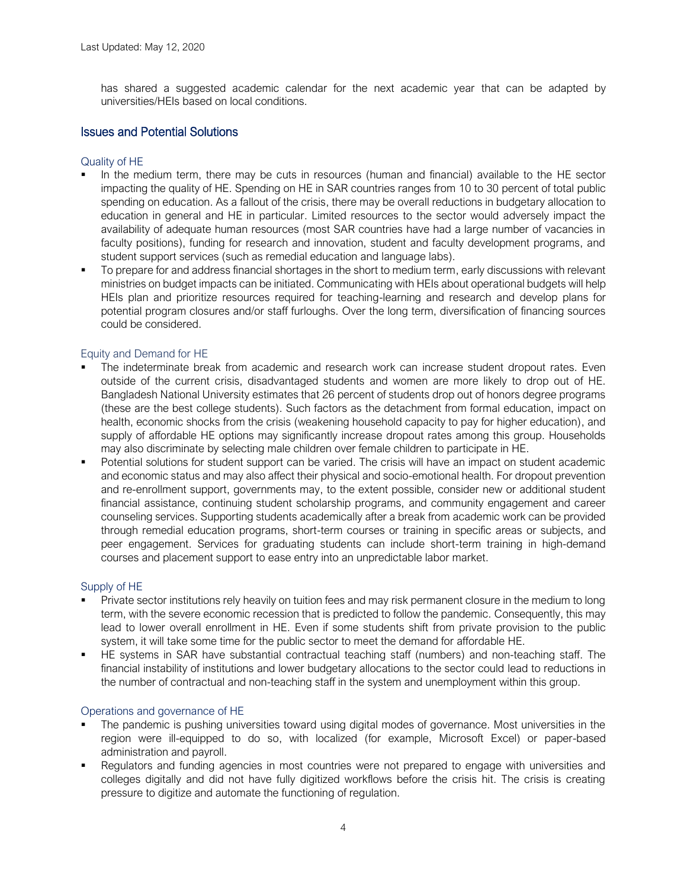has shared a suggested academic calendar for the next academic year that can be adapted by universities/HEIs based on local conditions.

## Issues and Potential Solutions

### Quality of HE

- In the medium term, there may be cuts in resources (human and financial) available to the HE sector impacting the quality of HE. Spending on HE in SAR countries ranges from 10 to 30 percent of total public spending on education. As a fallout of the crisis, there may be overall reductions in budgetary allocation to education in general and HE in particular. Limited resources to the sector would adversely impact the availability of adequate human resources (most SAR countries have had a large number of vacancies in faculty positions), funding for research and innovation, student and faculty development programs, and student support services (such as remedial education and language labs).
- To prepare for and address financial shortages in the short to medium term, early discussions with relevant ministries on budget impacts can be initiated. Communicating with HEIs about operational budgets will help HEIs plan and prioritize resources required for teaching-learning and research and develop plans for potential program closures and/or staff furloughs. Over the long term, diversification of financing sources could be considered.

### Equity and Demand for HE

- The indeterminate break from academic and research work can increase student dropout rates. Even outside of the current crisis, disadvantaged students and women are more likely to drop out of HE. Bangladesh National University estimates that 26 percent of students drop out of honors degree programs (these are the best college students). Such factors as the detachment from formal education, impact on health, economic shocks from the crisis (weakening household capacity to pay for higher education), and supply of affordable HE options may significantly increase dropout rates among this group. Households may also discriminate by selecting male children over female children to participate in HE.
- Potential solutions for student support can be varied. The crisis will have an impact on student academic and economic status and may also affect their physical and socio-emotional health. For dropout prevention and re-enrollment support, governments may, to the extent possible, consider new or additional student financial assistance, continuing student scholarship programs, and community engagement and career counseling services. Supporting students academically after a break from academic work can be provided through remedial education programs, short-term courses or training in specific areas or subjects, and peer engagement. Services for graduating students can include short-term training in high-demand courses and placement support to ease entry into an unpredictable labor market.

### Supply of HE

- Private sector institutions rely heavily on tuition fees and may risk permanent closure in the medium to long term, with the severe economic recession that is predicted to follow the pandemic. Consequently, this may lead to lower overall enrollment in HE. Even if some students shift from private provision to the public system, it will take some time for the public sector to meet the demand for affordable HE.
- HE systems in SAR have substantial contractual teaching staff (numbers) and non-teaching staff. The financial instability of institutions and lower budgetary allocations to the sector could lead to reductions in the number of contractual and non-teaching staff in the system and unemployment within this group.

### Operations and governance of HE

- The pandemic is pushing universities toward using digital modes of governance. Most universities in the region were ill-equipped to do so, with localized (for example, Microsoft Excel) or paper-based administration and payroll.
- Regulators and funding agencies in most countries were not prepared to engage with universities and colleges digitally and did not have fully digitized workflows before the crisis hit. The crisis is creating pressure to digitize and automate the functioning of regulation.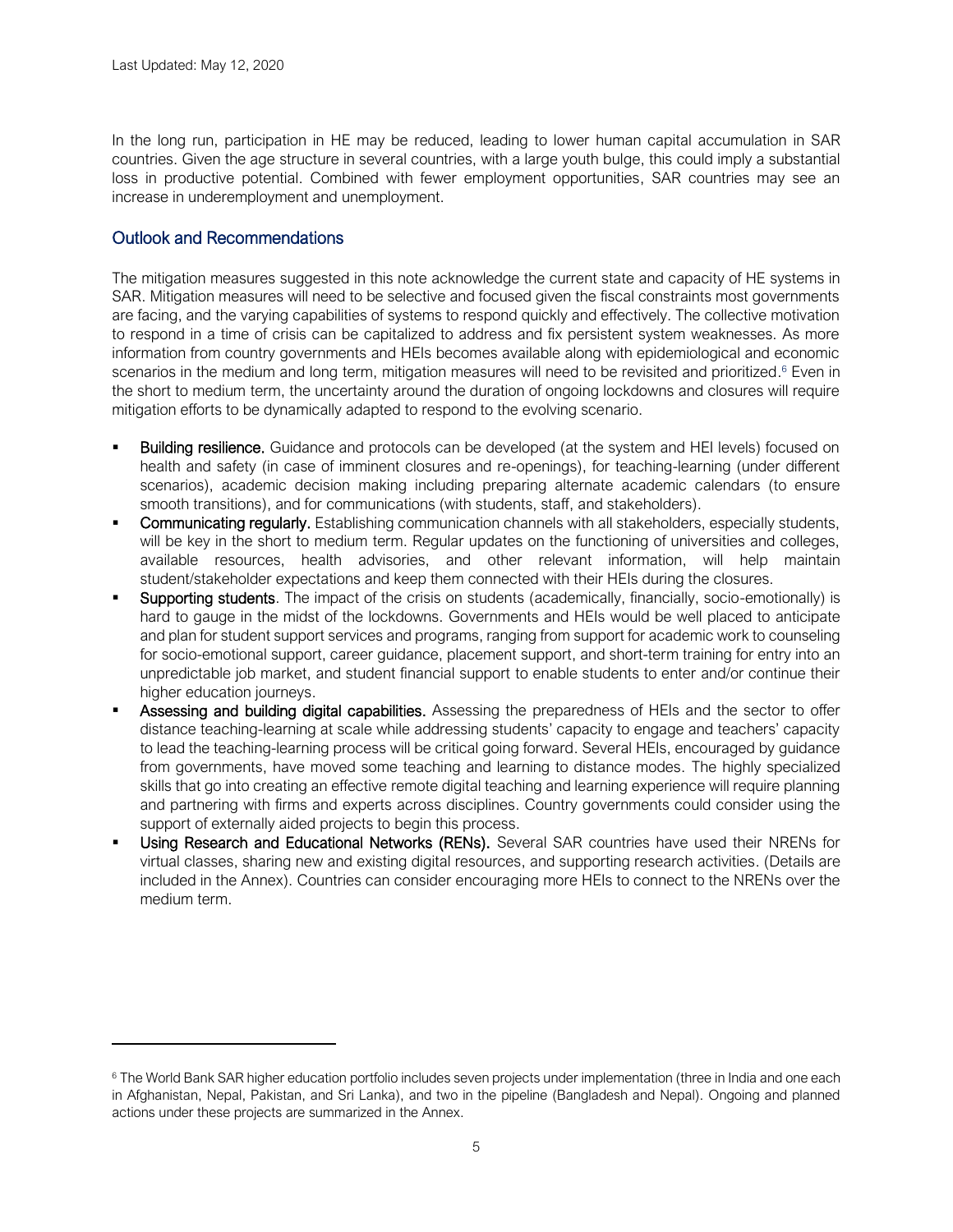In the long run, participation in HE may be reduced, leading to lower human capital accumulation in SAR countries. Given the age structure in several countries, with a large youth bulge, this could imply a substantial loss in productive potential. Combined with fewer employment opportunities, SAR countries may see an increase in underemployment and unemployment.

## Outlook and Recommendations

The mitigation measures suggested in this note acknowledge the current state and capacity of HE systems in SAR. Mitigation measures will need to be selective and focused given the fiscal constraints most governments are facing, and the varying capabilities of systems to respond quickly and effectively. The collective motivation to respond in a time of crisis can be capitalized to address and fix persistent system weaknesses. As more information from country governments and HEIs becomes available along with epidemiological and economic scenarios in the medium and long term, mitigation measures will need to be revisited and prioritized.[6] Even in the short to medium term, the uncertainty around the duration of ongoing lockdowns and closures will require mitigation efforts to be dynamically adapted to respond to the evolving scenario.

- **Building resilience.** Guidance and protocols can be developed (at the system and HEI levels) focused on health and safety (in case of imminent closures and re-openings), for teaching-learning (under different scenarios), academic decision making including preparing alternate academic calendars (to ensure smooth transitions), and for communications (with students, staff, and stakeholders).
- **Communicating regularly.** Establishing communication channels with all stakeholders, especially students, will be key in the short to medium term. Regular updates on the functioning of universities and colleges, available resources, health advisories, and other relevant information, will help maintain student/stakeholder expectations and keep them connected with their HEIs during the closures.
- **Supporting students**. The impact of the crisis on students (academically, financially, socio-emotionally) is hard to gauge in the midst of the lockdowns. Governments and HEIs would be well placed to anticipate and plan for student support services and programs, ranging from support for academic work to counseling for socio-emotional support, career guidance, placement support, and short-term training for entry into an unpredictable job market, and student financial support to enable students to enter and/or continue their higher education journeys.
- **Assessing and building digital capabilities.** Assessing the preparedness of HEIs and the sector to offer distance teaching-learning at scale while addressing students' capacity to engage and teachers' capacity to lead the teaching-learning process will be critical going forward. Several HEIs, encouraged by guidance from governments, have moved some teaching and learning to distance modes. The highly specialized skills that go into creating an effective remote digital teaching and learning experience will require planning and partnering with firms and experts across disciplines. Country governments could consider using the support of externally aided projects to begin this process.
- **Using Research and Educational Networks (RENs).** Several SAR countries have used their NRENs for virtual classes, sharing new and existing digital resources, and supporting research activities. (Details are included in the Annex). Countries can consider encouraging more HEIs to connect to the NRENs over the medium term.

---

[6] The World Bank SAR higher education portfolio includes seven projects under implementation (three in India and one each in Afghanistan, Nepal, Pakistan, and Sri Lanka), and two in the pipeline (Bangladesh and Nepal). Ongoing and planned actions under these projects are summarized in the Annex.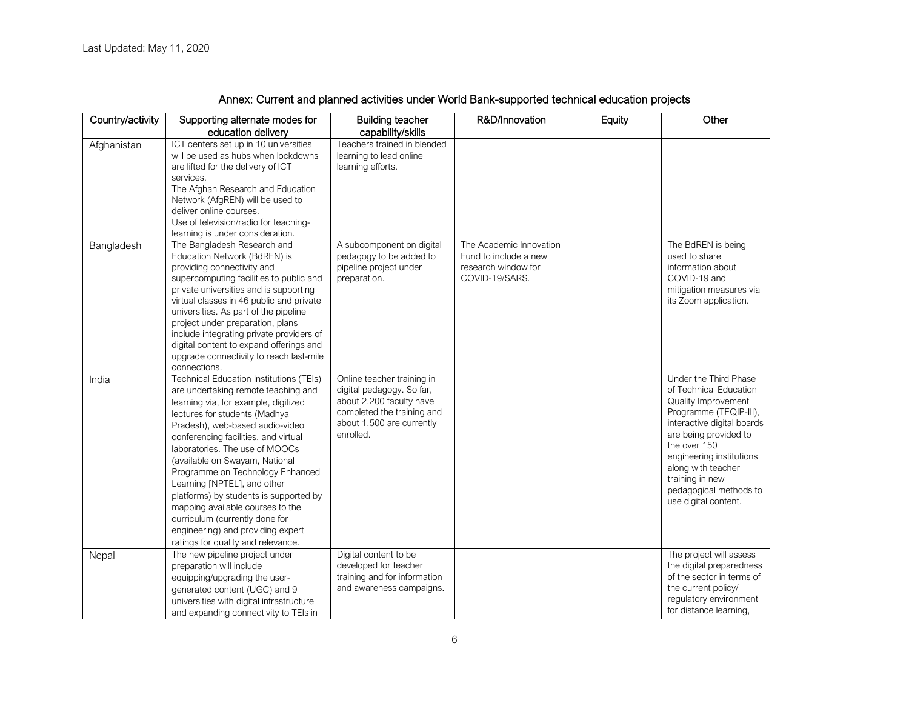Last Updated: May 11, 2020

## Annex: Current and planned activities under World Bank-supported technical education projects

| Country/activity | Supporting alternate modes for education delivery | Building teacher capability/skills | R&D/Innovation | Equity | Other |
|---|---|---|---|---|---|
| Afghanistan | ICT centers set up in 10 universities will be used as hubs when lockdowns are lifted for the delivery of ICT services.<br>The Afghan Research and Education Network (AfgREN) will be used to deliver online courses.<br>Use of television/radio for teaching-learning is under consideration. | Teachers trained in blended learning to lead online learning efforts. | | | |
| Bangladesh | The Bangladesh Research and Education Network (BdREN) is providing connectivity and supercomputing facilities to public and private universities and is supporting virtual classes in 46 public and private universities. As part of the pipeline project under preparation, plans include integrating private providers of digital content to expand offerings and upgrade connectivity to reach last-mile connections. | A subcomponent on digital pedagogy to be added to pipeline project under preparation. | The Academic Innovation Fund to include a new research window for COVID-19/SARS. | | The BdREN is being used to share information about COVID-19 and mitigation measures via its Zoom application. |
| India | Technical Education Institutions (TEIs) are undertaking remote teaching and learning via, for example, digitized lectures for students (Madhya Pradesh), web-based audio-video conferencing facilities, and virtual laboratories. The use of MOOCs (available on Swayam, National Programme on Technology Enhanced Learning [NPTEL], and other platforms) by students is supported by mapping available courses to the curriculum (currently done for engineering) and providing expert ratings for quality and relevance. | Online teacher training in digital pedagogy. So far, about 2,200 faculty have completed the training and about 1,500 are currently enrolled. | | | Under the Third Phase of Technical Education Quality Improvement Programme (TEQIP-III), interactive digital boards are being provided to the over 150 engineering institutions along with teacher training in new pedagogical methods to use digital content. |
| Nepal | The new pipeline project under preparation will include equipping/upgrading the user-generated content (UGC) and 9 universities with digital infrastructure and expanding connectivity to TEIs in | Digital content to be developed for teacher training and for information and awareness campaigns. | | | The project will assess the digital preparedness of the sector in terms of the current policy/ regulatory environment for distance learning, |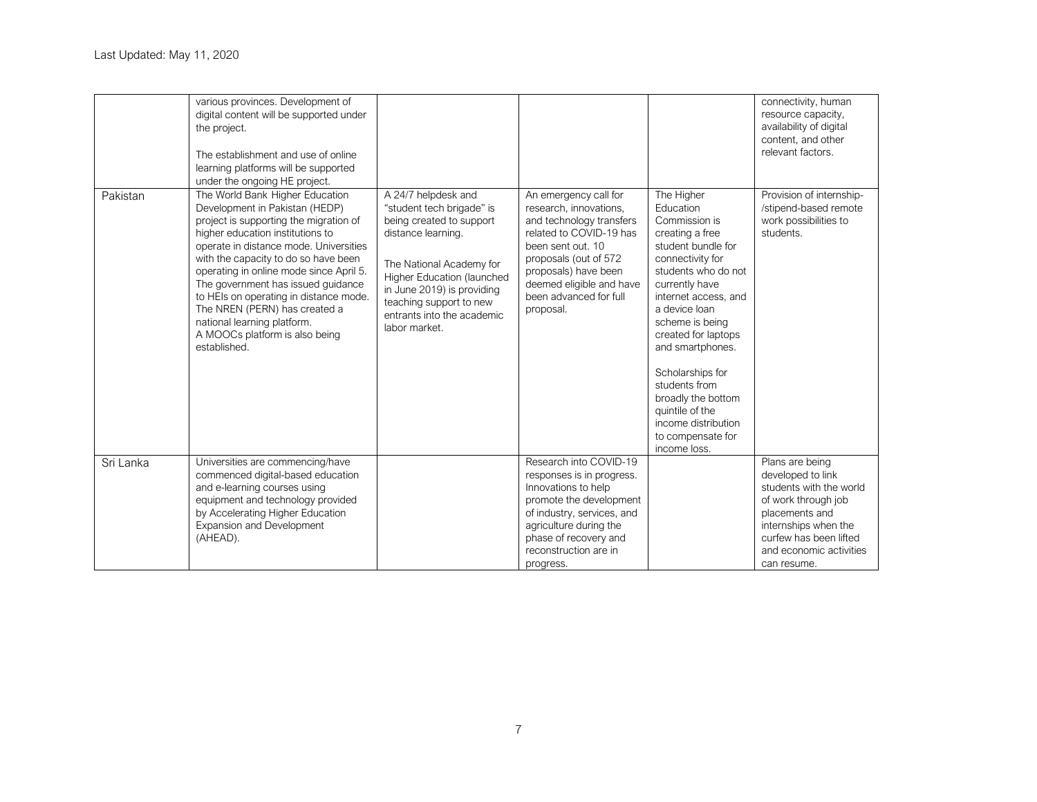Last Updated: May 11, 2020

| | | | | | |
|---|---|---|---|---|---|
| | various provinces. Development of digital content will be supported under the project.<br><br>The establishment and use of online learning platforms will be supported under the ongoing HE project. | | | | connectivity, human resource capacity, availability of digital content, and other relevant factors. |
| Pakistan | The World Bank Higher Education Development in Pakistan (HEDP) project is supporting the migration of higher education institutions to operate in distance mode. Universities with the capacity to do so have been operating in online mode since April 5. The government has issued guidance to HEIs on operating in distance mode. The NREN (PERN) has created a national learning platform.<br>A MOOCs platform is also being established. | A 24/7 helpdesk and "student tech brigade" is being created to support distance learning.<br><br>The National Academy for Higher Education (launched in June 2019) is providing teaching support to new entrants into the academic labor market. | An emergency call for research, innovations, and technology transfers related to COVID-19 has been sent out. 10 proposals (out of 572 proposals) have been deemed eligible and have been advanced for full proposal. | The Higher Education Commission is creating a free student bundle for connectivity for students who do not currently have internet access, and a device loan scheme is being created for laptops and smartphones.<br><br>Scholarships for students from broadly the bottom quintile of the income distribution to compensate for income loss. | Provision of internship-/stipend-based remote work possibilities to students. |
| Sri Lanka | Universities are commencing/have commenced digital-based education and e-learning courses using equipment and technology provided by Accelerating Higher Education Expansion and Development (AHEAD). | | Research into COVID-19 responses is in progress. Innovations to help promote the development of industry, services, and agriculture during the phase of recovery and reconstruction are in progress. | | Plans are being developed to link students with the world of work through job placements and internships when the curfew has been lifted and economic activities can resume. |